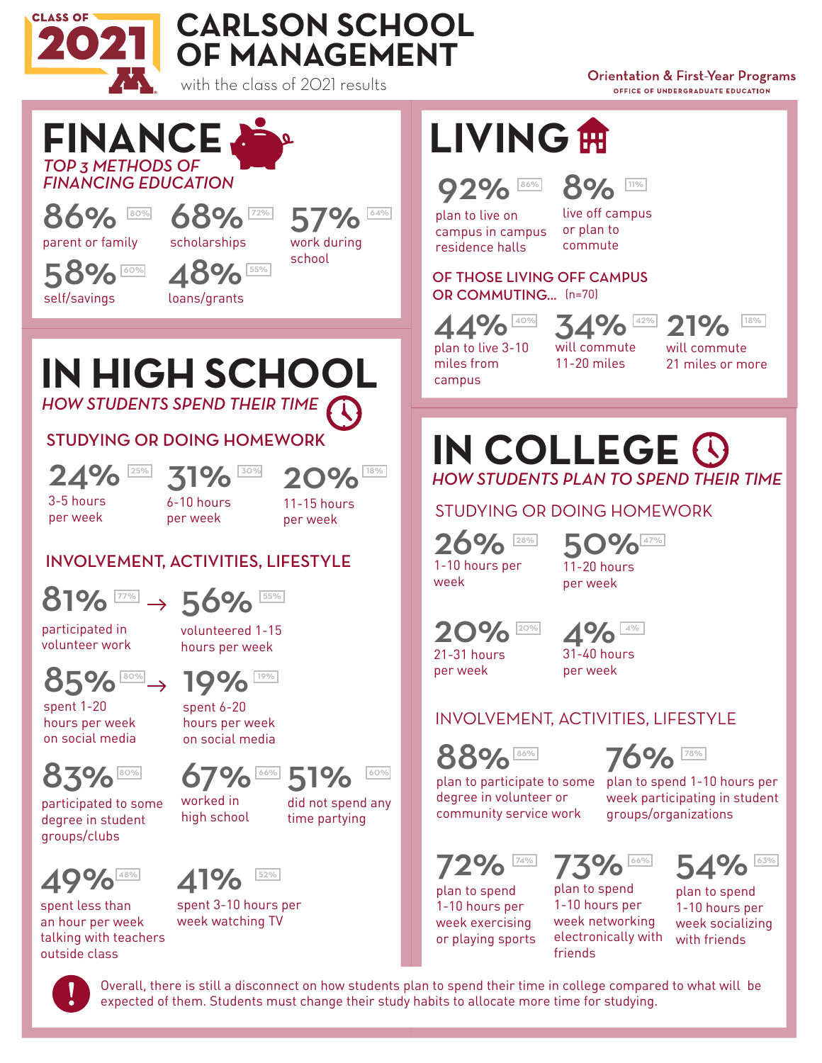# CARLSON SCHOOL OF MANAGEMENT

CLASS OF 2021

with the class of 2021 results

Orientation & First-Year Programs
OFFICE OF UNDERGRADUATE EDUCATION

## FINANCE

*TOP 3 METHODS OF FINANCING EDUCATION*

- **86%** (80%) parent or family
- **68%** (72%) scholarships
- **57%** (64%) work during school
- **58%** (60%) self/savings
- **48%** (55%) loans/grants

## LIVING

- **92%** (86%) plan to live on campus in campus residence halls
- **8%** (11%) live off campus or plan to commute

### OF THOSE LIVING OFF CAMPUS OR COMMUTING... (n=70)

- **44%** (40%) plan to live 3-10 miles from campus
- **34%** (42%) will commute 11-20 miles
- **21%** (18%) will commute 21 miles or more

## IN HIGH SCHOOL

*HOW STUDENTS SPEND THEIR TIME*

### STUDYING OR DOING HOMEWORK

- **24%** (25%) 3-5 hours per week
- **31%** (30%) 6-10 hours per week
- **20%** (18%) 11-15 hours per week

### INVOLVEMENT, ACTIVITIES, LIFESTYLE

- **81%** (77%) participated in volunteer work → **56%** (55%) volunteered 1-15 hours per week
- **85%** (80%) spent 1-20 hours per week on social media → **19%** (19%) spent 6-20 hours per week on social media
- **83%** (80%) participated to some degree in student groups/clubs
- **67%** (66%) worked in high school
- **51%** (60%) did not spend any time partying
- **49%** (48%) spent less than an hour per week talking with teachers outside class
- **41%** (52%) spent 3-10 hours per week watching TV

## IN COLLEGE

*HOW STUDENTS PLAN TO SPEND THEIR TIME*

### STUDYING OR DOING HOMEWORK

- **26%** (28%) 1-10 hours per week
- **50%** (47%) 11-20 hours per week
- **20%** (20%) 21-31 hours per week
- **4%** (4%) 31-40 hours per week

### INVOLVEMENT, ACTIVITIES, LIFESTYLE

- **88%** (86%) plan to participate to some degree in volunteer or community service work
- **76%** (78%) plan to spend 1-10 hours per week participating in student groups/organizations
- **72%** (74%) plan to spend 1-10 hours per week exercising or playing sports
- **73%** (66%) plan to spend 1-10 hours per week networking electronically with friends
- **54%** (63%) plan to spend 1-10 hours per week socializing with friends

**!** Overall, there is still a disconnect on how students plan to spend their time in college compared to what will be expected of them. Students must change their study habits to allocate more time for studying.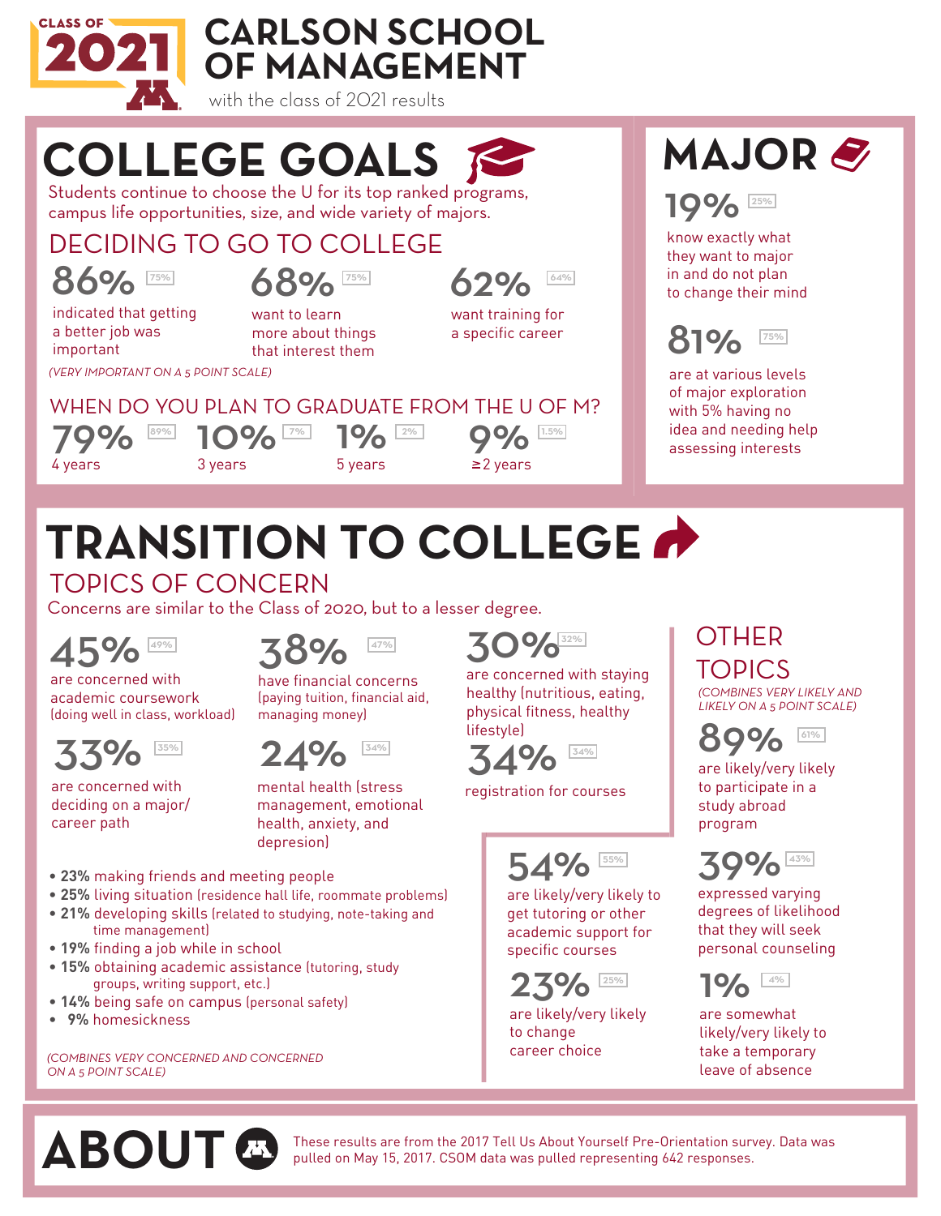CLASS OF 2021

# CARLSON SCHOOL OF MANAGEMENT

with the class of 2021 results

## COLLEGE GOALS

Students continue to choose the U for its top ranked programs, campus life opportunities, size, and wide variety of majors.

### DECIDING TO GO TO COLLEGE

**86%** 75%
indicated that getting a better job was important

**68%** 75%
want to learn more about things that interest them

**62%** 64%
want training for a specific career

*(VERY IMPORTANT ON A 5 POINT SCALE)*

### WHEN DO YOU PLAN TO GRADUATE FROM THE U OF M?

**79%** 89%
4 years

**10%** 7%
3 years

**1%** 2%
5 years

**9%** 1.5%
≥2 years

## MAJOR

**19%** 25%
know exactly what they want to major in and do not plan to change their mind

**81%** 75%
are at various levels of major exploration with 5% having no idea and needing help assessing interests

## TRANSITION TO COLLEGE

### TOPICS OF CONCERN

Concerns are similar to the Class of 2020, but to a lesser degree.

**45%** 49%
are concerned with academic coursework (doing well in class, workload)

**38%** 47%
have financial concerns (paying tuition, financial aid, managing money)

**30%** 32%
are concerned with staying healthy (nutritious, eating, physical fitness, healthy lifestyle)

**33%** 35%
are concerned with deciding on a major/ career path

**24%** 34%
mental health (stress management, emotional health, anxiety, and depresion)

**34%** 34%
registration for courses

- **23%** making friends and meeting people
- **25%** living situation (residence hall life, roommate problems)
- **21%** developing skills (related to studying, note-taking and time management)
- **19%** finding a job while in school
- **15%** obtaining academic assistance (tutoring, study groups, writing support, etc.)
- **14%** being safe on campus (personal safety)
- **9%** homesickness

*(COMBINES VERY CONCERNED AND CONCERNED ON A 5 POINT SCALE)*

### OTHER TOPICS

*(COMBINES VERY LIKELY AND LIKELY ON A 5 POINT SCALE)*

**89%** 61%
are likely/very likely to participate in a study abroad program

**54%** 55%
are likely/very likely to get tutoring or other academic support for specific courses

**39%** 43%
expressed varying degrees of likelihood that they will seek personal counseling

**23%** 25%
are likely/very likely to change career choice

**1%** 4%
are somewhat likely/very likely to take a temporary leave of absence

## ABOUT

These results are from the 2017 Tell Us About Yourself Pre-Orientation survey. Data was pulled on May 15, 2017. CSOM data was pulled representing 642 responses.